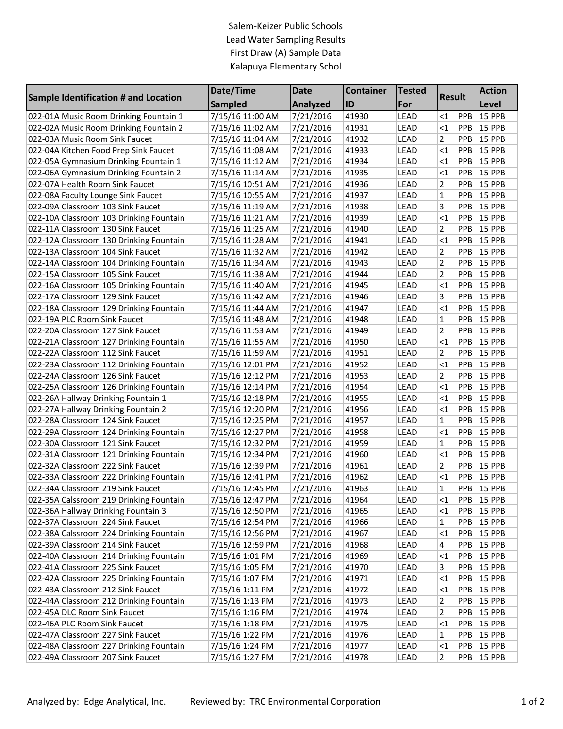Salem-Keizer Public Schools
Lead Water Sampling Results
First Draw (A) Sample Data
Kalapuya Elementary Schol

| Sample Identification # and Location | Date/Time Sampled | Date Analyzed | Container ID | Tested For | Result | Action Level |
|---|---|---|---|---|---|---|
| 022-01A Music Room Drinking Fountain 1 | 7/15/16 11:00 AM | 7/21/2016 | 41930 | LEAD | <1 PPB | 15 PPB |
| 022-02A Music Room Drinking Fountain 2 | 7/15/16 11:02 AM | 7/21/2016 | 41931 | LEAD | <1 PPB | 15 PPB |
| 022-03A Music Room Sink Faucet | 7/15/16 11:04 AM | 7/21/2016 | 41932 | LEAD | 2 PPB | 15 PPB |
| 022-04A Kitchen Food Prep Sink Faucet | 7/15/16 11:08 AM | 7/21/2016 | 41933 | LEAD | <1 PPB | 15 PPB |
| 022-05A Gymnasium Drinking Fountain 1 | 7/15/16 11:12 AM | 7/21/2016 | 41934 | LEAD | <1 PPB | 15 PPB |
| 022-06A Gymnasium Drinking Fountain 2 | 7/15/16 11:14 AM | 7/21/2016 | 41935 | LEAD | <1 PPB | 15 PPB |
| 022-07A Health Room Sink Faucet | 7/15/16 10:51 AM | 7/21/2016 | 41936 | LEAD | 2 PPB | 15 PPB |
| 022-08A Faculty Lounge Sink Faucet | 7/15/16 10:55 AM | 7/21/2016 | 41937 | LEAD | 1 PPB | 15 PPB |
| 022-09A Classroom 103 Sink Faucet | 7/15/16 11:19 AM | 7/21/2016 | 41938 | LEAD | 3 PPB | 15 PPB |
| 022-10A Classroom 103 Drinking Fountain | 7/15/16 11:21 AM | 7/21/2016 | 41939 | LEAD | <1 PPB | 15 PPB |
| 022-11A Classroom 130 Sink Faucet | 7/15/16 11:25 AM | 7/21/2016 | 41940 | LEAD | 2 PPB | 15 PPB |
| 022-12A Classroom 130 Drinking Fountain | 7/15/16 11:28 AM | 7/21/2016 | 41941 | LEAD | <1 PPB | 15 PPB |
| 022-13A Classroom 104 Sink Faucet | 7/15/16 11:32 AM | 7/21/2016 | 41942 | LEAD | 2 PPB | 15 PPB |
| 022-14A Classroom 104 Drinking Fountain | 7/15/16 11:34 AM | 7/21/2016 | 41943 | LEAD | 2 PPB | 15 PPB |
| 022-15A Classroom 105 Sink Faucet | 7/15/16 11:38 AM | 7/21/2016 | 41944 | LEAD | 2 PPB | 15 PPB |
| 022-16A Classroom 105 Drinking Fountain | 7/15/16 11:40 AM | 7/21/2016 | 41945 | LEAD | <1 PPB | 15 PPB |
| 022-17A Classroom 129 Sink Faucet | 7/15/16 11:42 AM | 7/21/2016 | 41946 | LEAD | 3 PPB | 15 PPB |
| 022-18A Classroom 129 Drinking Fountain | 7/15/16 11:44 AM | 7/21/2016 | 41947 | LEAD | <1 PPB | 15 PPB |
| 022-19A PLC Room Sink Faucet | 7/15/16 11:48 AM | 7/21/2016 | 41948 | LEAD | 1 PPB | 15 PPB |
| 022-20A Classroom 127 Sink Faucet | 7/15/16 11:53 AM | 7/21/2016 | 41949 | LEAD | 2 PPB | 15 PPB |
| 022-21A Classroom 127 Drinking Fountain | 7/15/16 11:55 AM | 7/21/2016 | 41950 | LEAD | <1 PPB | 15 PPB |
| 022-22A Classroom 112 Sink Faucet | 7/15/16 11:59 AM | 7/21/2016 | 41951 | LEAD | 2 PPB | 15 PPB |
| 022-23A Classroom 112 Drinking Fountain | 7/15/16 12:01 PM | 7/21/2016 | 41952 | LEAD | <1 PPB | 15 PPB |
| 022-24A Classroom 126 Sink Faucet | 7/15/16 12:12 PM | 7/21/2016 | 41953 | LEAD | 2 PPB | 15 PPB |
| 022-25A Classroom 126 Drinking Fountain | 7/15/16 12:14 PM | 7/21/2016 | 41954 | LEAD | <1 PPB | 15 PPB |
| 022-26A Hallway Drinking Fountain 1 | 7/15/16 12:18 PM | 7/21/2016 | 41955 | LEAD | <1 PPB | 15 PPB |
| 022-27A Hallway Drinking Fountain 2 | 7/15/16 12:20 PM | 7/21/2016 | 41956 | LEAD | <1 PPB | 15 PPB |
| 022-28A Classroom 124 Sink Faucet | 7/15/16 12:25 PM | 7/21/2016 | 41957 | LEAD | 1 PPB | 15 PPB |
| 022-29A Classroom 124 Drinking Fountain | 7/15/16 12:27 PM | 7/21/2016 | 41958 | LEAD | <1 PPB | 15 PPB |
| 022-30A Classroom 121 Sink Faucet | 7/15/16 12:32 PM | 7/21/2016 | 41959 | LEAD | 1 PPB | 15 PPB |
| 022-31A Classroom 121 Drinking Fountain | 7/15/16 12:34 PM | 7/21/2016 | 41960 | LEAD | <1 PPB | 15 PPB |
| 022-32A Classroom 222 Sink Faucet | 7/15/16 12:39 PM | 7/21/2016 | 41961 | LEAD | 2 PPB | 15 PPB |
| 022-33A Classroom 222 Drinking Fountain | 7/15/16 12:41 PM | 7/21/2016 | 41962 | LEAD | <1 PPB | 15 PPB |
| 022-34A Classroom 219 Sink Faucet | 7/15/16 12:45 PM | 7/21/2016 | 41963 | LEAD | 1 PPB | 15 PPB |
| 022-35A Calssroom 219 Drinking Fountain | 7/15/16 12:47 PM | 7/21/2016 | 41964 | LEAD | <1 PPB | 15 PPB |
| 022-36A Hallway Drinking Fountain 3 | 7/15/16 12:50 PM | 7/21/2016 | 41965 | LEAD | <1 PPB | 15 PPB |
| 022-37A Classroom 224 Sink Faucet | 7/15/16 12:54 PM | 7/21/2016 | 41966 | LEAD | 1 PPB | 15 PPB |
| 022-38A Calssroom 224 Drinking Fountain | 7/15/16 12:56 PM | 7/21/2016 | 41967 | LEAD | <1 PPB | 15 PPB |
| 022-39A Classroom 214 Sink Faucet | 7/15/16 12:59 PM | 7/21/2016 | 41968 | LEAD | 4 PPB | 15 PPB |
| 022-40A Classroom 214 Drinking Fountain | 7/15/16 1:01 PM | 7/21/2016 | 41969 | LEAD | <1 PPB | 15 PPB |
| 022-41A Classroom 225 Sink Faucet | 7/15/16 1:05 PM | 7/21/2016 | 41970 | LEAD | 3 PPB | 15 PPB |
| 022-42A Classroom 225 Drinking Fountain | 7/15/16 1:07 PM | 7/21/2016 | 41971 | LEAD | <1 PPB | 15 PPB |
| 022-43A Classroom 212 Sink Faucet | 7/15/16 1:11 PM | 7/21/2016 | 41972 | LEAD | <1 PPB | 15 PPB |
| 022-44A Classroom 212 Drinking Fountain | 7/15/16 1:13 PM | 7/21/2016 | 41973 | LEAD | 2 PPB | 15 PPB |
| 022-45A DLC Room Sink Faucet | 7/15/16 1:16 PM | 7/21/2016 | 41974 | LEAD | 2 PPB | 15 PPB |
| 022-46A PLC Room Sink Faucet | 7/15/16 1:18 PM | 7/21/2016 | 41975 | LEAD | <1 PPB | 15 PPB |
| 022-47A Classroom 227 Sink Faucet | 7/15/16 1:22 PM | 7/21/2016 | 41976 | LEAD | 1 PPB | 15 PPB |
| 022-48A Classroom 227 Drinking Fountain | 7/15/16 1:24 PM | 7/21/2016 | 41977 | LEAD | <1 PPB | 15 PPB |
| 022-49A Classroom 207 Sink Faucet | 7/15/16 1:27 PM | 7/21/2016 | 41978 | LEAD | 2 PPB | 15 PPB |

Analyzed by: Edge Analytical, Inc. Reviewed by: TRC Environmental Corporation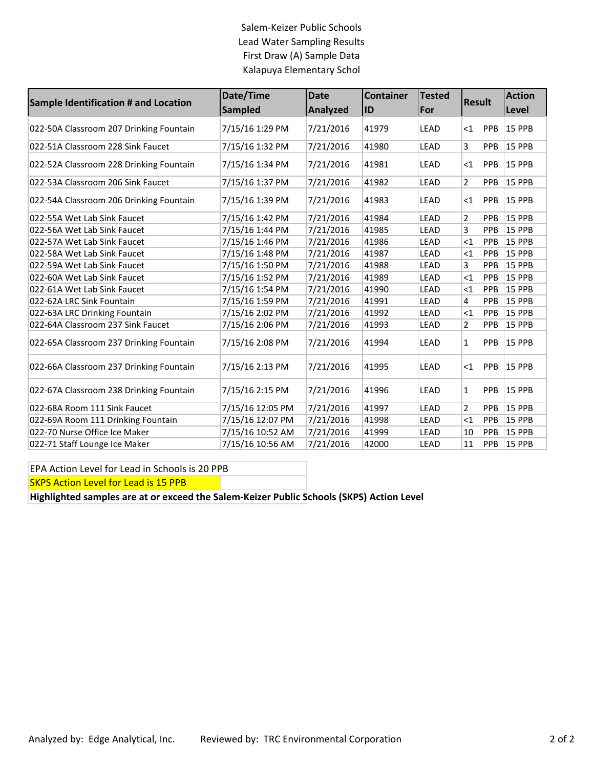Salem-Keizer Public Schools
Lead Water Sampling Results
First Draw (A) Sample Data
Kalapuya Elementary Schol

| Sample Identification # and Location | Date/Time Sampled | Date Analyzed | Container ID | Tested For | Result | | Action Level |
|---|---|---|---|---|---|---|---|
| 022-50A Classroom 207 Drinking Fountain | 7/15/16 1:29 PM | 7/21/2016 | 41979 | LEAD | <1 | PPB | 15 PPB |
| 022-51A Classroom 228 Sink Faucet | 7/15/16 1:32 PM | 7/21/2016 | 41980 | LEAD | 3 | PPB | 15 PPB |
| 022-52A Classroom 228 Drinking Fountain | 7/15/16 1:34 PM | 7/21/2016 | 41981 | LEAD | <1 | PPB | 15 PPB |
| 022-53A Classroom 206 Sink Faucet | 7/15/16 1:37 PM | 7/21/2016 | 41982 | LEAD | 2 | PPB | 15 PPB |
| 022-54A Classroom 206 Drinking Fountain | 7/15/16 1:39 PM | 7/21/2016 | 41983 | LEAD | <1 | PPB | 15 PPB |
| 022-55A Wet Lab Sink Faucet | 7/15/16 1:42 PM | 7/21/2016 | 41984 | LEAD | 2 | PPB | 15 PPB |
| 022-56A Wet Lab Sink Faucet | 7/15/16 1:44 PM | 7/21/2016 | 41985 | LEAD | 3 | PPB | 15 PPB |
| 022-57A Wet Lab Sink Faucet | 7/15/16 1:46 PM | 7/21/2016 | 41986 | LEAD | <1 | PPB | 15 PPB |
| 022-58A Wet Lab Sink Faucet | 7/15/16 1:48 PM | 7/21/2016 | 41987 | LEAD | <1 | PPB | 15 PPB |
| 022-59A Wet Lab Sink Faucet | 7/15/16 1:50 PM | 7/21/2016 | 41988 | LEAD | 3 | PPB | 15 PPB |
| 022-60A Wet Lab Sink Faucet | 7/15/16 1:52 PM | 7/21/2016 | 41989 | LEAD | <1 | PPB | 15 PPB |
| 022-61A Wet Lab Sink Faucet | 7/15/16 1:54 PM | 7/21/2016 | 41990 | LEAD | <1 | PPB | 15 PPB |
| 022-62A LRC Sink Fountain | 7/15/16 1:59 PM | 7/21/2016 | 41991 | LEAD | 4 | PPB | 15 PPB |
| 022-63A LRC Drinking Fountain | 7/15/16 2:02 PM | 7/21/2016 | 41992 | LEAD | <1 | PPB | 15 PPB |
| 022-64A Classroom 237 Sink Faucet | 7/15/16 2:06 PM | 7/21/2016 | 41993 | LEAD | 2 | PPB | 15 PPB |
| 022-65A Classroom 237 Drinking Fountain | 7/15/16 2:08 PM | 7/21/2016 | 41994 | LEAD | 1 | PPB | 15 PPB |
| 022-66A Classroom 237 Drinking Fountain | 7/15/16 2:13 PM | 7/21/2016 | 41995 | LEAD | <1 | PPB | 15 PPB |
| 022-67A Classroom 238 Drinking Fountain | 7/15/16 2:15 PM | 7/21/2016 | 41996 | LEAD | 1 | PPB | 15 PPB |
| 022-68A Room 111 Sink Faucet | 7/15/16 12:05 PM | 7/21/2016 | 41997 | LEAD | 2 | PPB | 15 PPB |
| 022-69A Room 111 Drinking Fountain | 7/15/16 12:07 PM | 7/21/2016 | 41998 | LEAD | <1 | PPB | 15 PPB |
| 022-70 Nurse Office Ice Maker | 7/15/16 10:52 AM | 7/21/2016 | 41999 | LEAD | 10 | PPB | 15 PPB |
| 022-71 Staff Lounge Ice Maker | 7/15/16 10:56 AM | 7/21/2016 | 42000 | LEAD | 11 | PPB | 15 PPB |

EPA Action Level for Lead in Schools is 20 PPB

SKPS Action Level for Lead is 15 PPB

**Highlighted samples are at or exceed the Salem-Keizer Public Schools (SKPS) Action Level**

Analyzed by: Edge Analytical, Inc. Reviewed by: TRC Environmental Corporation